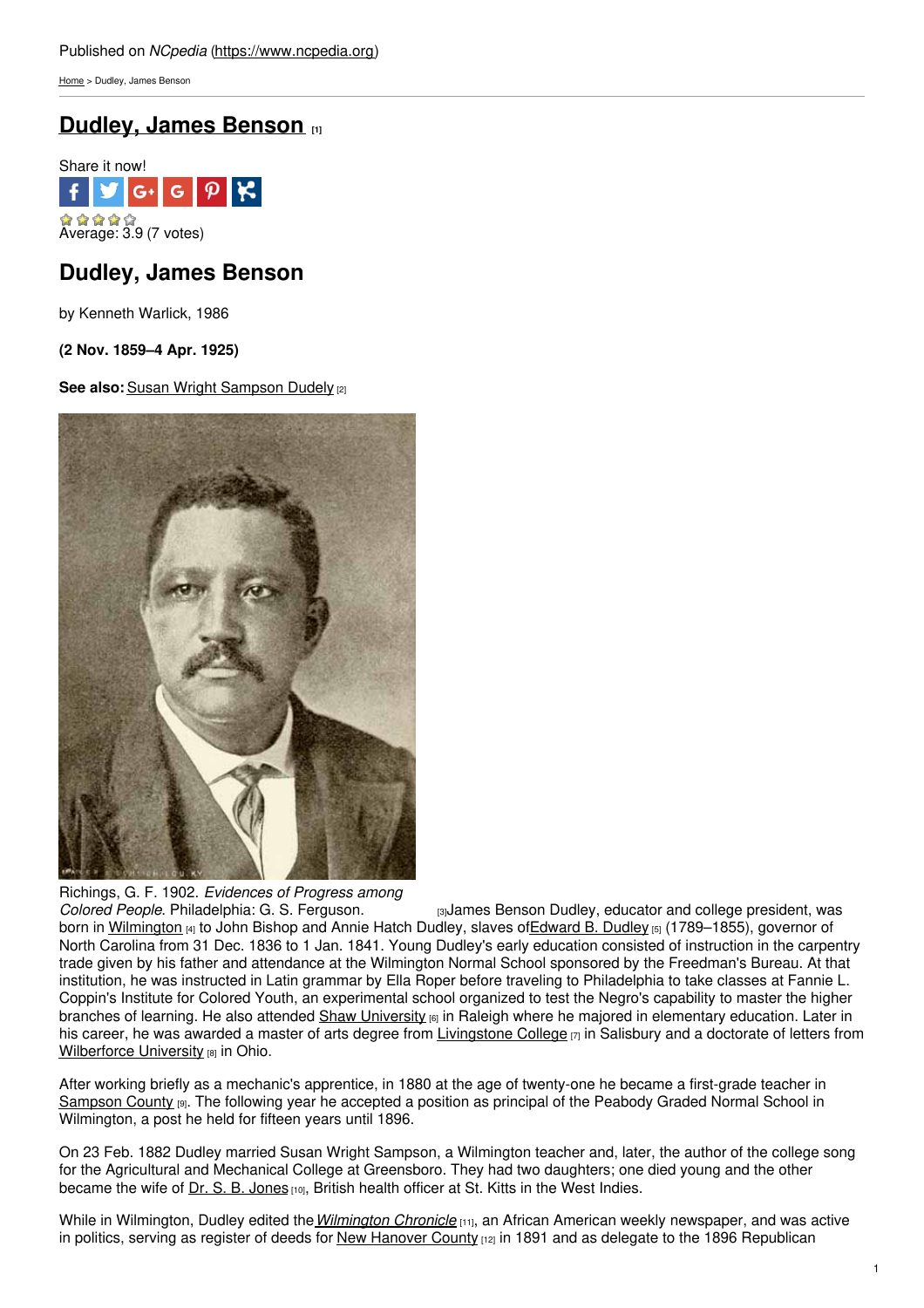Published on *NCpedia* (https://www.ncpedia.org)

Home > Dudley, James Benson

# Dudley, James Benson [1]

Share it now!

Average: 3.9 (7 votes)

## Dudley, James Benson

by Kenneth Warlick, 1986

**(2 Nov. 1859–4 Apr. 1925)**

**See also:** Susan Wright Sampson Dudely [2]

Richings, G. F. 1902. *Evidences of Progress among Colored People*. Philadelphia: G. S. Ferguson. [3]

James Benson Dudley, educator and college president, was born in Wilmington [4] to John Bishop and Annie Hatch Dudley, slaves of Edward B. Dudley [5] (1789–1855), governor of North Carolina from 31 Dec. 1836 to 1 Jan. 1841. Young Dudley's early education consisted of instruction in the carpentry trade given by his father and attendance at the Wilmington Normal School sponsored by the Freedman's Bureau. At that institution, he was instructed in Latin grammar by Ella Roper before traveling to Philadelphia to take classes at Fannie L. Coppin's Institute for Colored Youth, an experimental school organized to test the Negro's capability to master the higher branches of learning. He also attended Shaw University [6] in Raleigh where he majored in elementary education. Later in his career, he was awarded a master of arts degree from Livingstone College [7] in Salisbury and a doctorate of letters from Wilberforce University [8] in Ohio.

After working briefly as a mechanic's apprentice, in 1880 at the age of twenty-one he became a first-grade teacher in Sampson County [9]. The following year he accepted a position as principal of the Peabody Graded Normal School in Wilmington, a post he held for fifteen years until 1896.

On 23 Feb. 1882 Dudley married Susan Wright Sampson, a Wilmington teacher and, later, the author of the college song for the Agricultural and Mechanical College at Greensboro. They had two daughters; one died young and the other became the wife of Dr. S. B. Jones [10], British health officer at St. Kitts in the West Indies.

While in Wilmington, Dudley edited the *Wilmington Chronicle* [11], an African American weekly newspaper, and was active in politics, serving as register of deeds for New Hanover County [12] in 1891 and as delegate to the 1896 Republican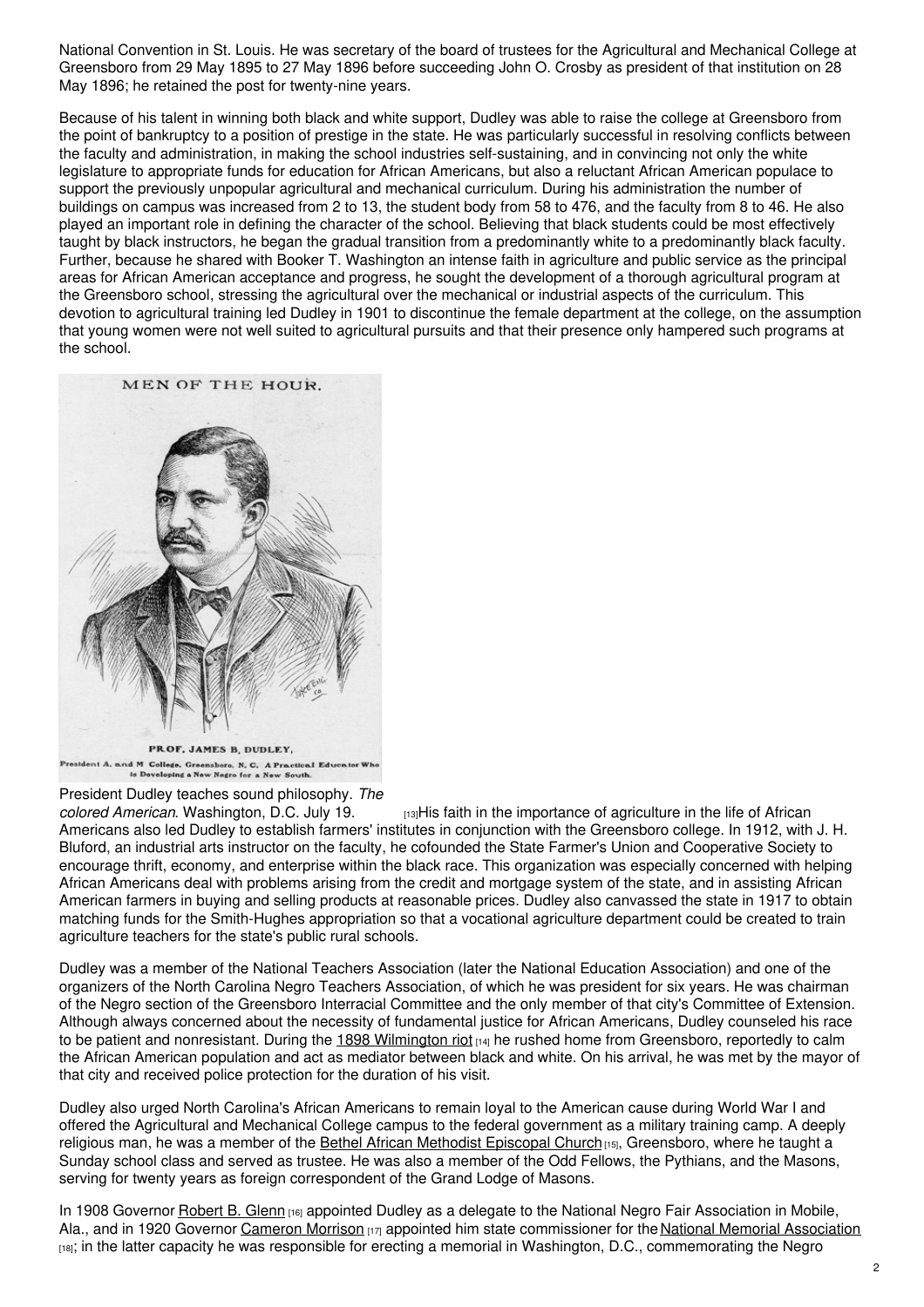National Convention in St. Louis. He was secretary of the board of trustees for the Agricultural and Mechanical College at Greensboro from 29 May 1895 to 27 May 1896 before succeeding John O. Crosby as president of that institution on 28 May 1896; he retained the post for twenty-nine years.

Because of his talent in winning both black and white support, Dudley was able to raise the college at Greensboro from the point of bankruptcy to a position of prestige in the state. He was particularly successful in resolving conflicts between the faculty and administration, in making the school industries self-sustaining, and in convincing not only the white legislature to appropriate funds for education for African Americans, but also a reluctant African American populace to support the previously unpopular agricultural and mechanical curriculum. During his administration the number of buildings on campus was increased from 2 to 13, the student body from 58 to 476, and the faculty from 8 to 46. He also played an important role in defining the character of the school. Believing that black students could be most effectively taught by black instructors, he began the gradual transition from a predominantly white to a predominantly black faculty. Further, because he shared with Booker T. Washington an intense faith in agriculture and public service as the principal areas for African American acceptance and progress, he sought the development of a thorough agricultural program at the Greensboro school, stressing the agricultural over the mechanical or industrial aspects of the curriculum. This devotion to agricultural training led Dudley in 1901 to discontinue the female department at the college, on the assumption that young women were not well suited to agricultural pursuits and that their presence only hampered such programs at the school.

MEN OF THE HOUR.

PROF. JAMES B. DUDLEY,
President A. and M College, Greensboro, N. C. A Practical Educator Who is Developing a New Negro for a New South.

President Dudley teaches sound philosophy. *The colored American*. Washington, D.C. July 19. [13]

His faith in the importance of agriculture in the life of African Americans also led Dudley to establish farmers' institutes in conjunction with the Greensboro college. In 1912, with J. H. Bluford, an industrial arts instructor on the faculty, he cofounded the State Farmer's Union and Cooperative Society to encourage thrift, economy, and enterprise within the black race. This organization was especially concerned with helping African Americans deal with problems arising from the credit and mortgage system of the state, and in assisting African American farmers in buying and selling products at reasonable prices. Dudley also canvassed the state in 1917 to obtain matching funds for the Smith-Hughes appropriation so that a vocational agriculture department could be created to train agriculture teachers for the state's public rural schools.

Dudley was a member of the National Teachers Association (later the National Education Association) and one of the organizers of the North Carolina Negro Teachers Association, of which he was president for six years. He was chairman of the Negro section of the Greensboro Interracial Committee and the only member of that city's Committee of Extension. Although always concerned about the necessity of fundamental justice for African Americans, Dudley counseled his race to be patient and nonresistant. During the 1898 Wilmington riot [14] he rushed home from Greensboro, reportedly to calm the African American population and act as mediator between black and white. On his arrival, he was met by the mayor of that city and received police protection for the duration of his visit.

Dudley also urged North Carolina's African Americans to remain loyal to the American cause during World War I and offered the Agricultural and Mechanical College campus to the federal government as a military training camp. A deeply religious man, he was a member of the Bethel African Methodist Episcopal Church [15], Greensboro, where he taught a Sunday school class and served as trustee. He was also a member of the Odd Fellows, the Pythians, and the Masons, serving for twenty years as foreign correspondent of the Grand Lodge of Masons.

In 1908 Governor Robert B. Glenn [16] appointed Dudley as a delegate to the National Negro Fair Association in Mobile, Ala., and in 1920 Governor Cameron Morrison [17] appointed him state commissioner for the National Memorial Association [18]; in the latter capacity he was responsible for erecting a memorial in Washington, D.C., commemorating the Negro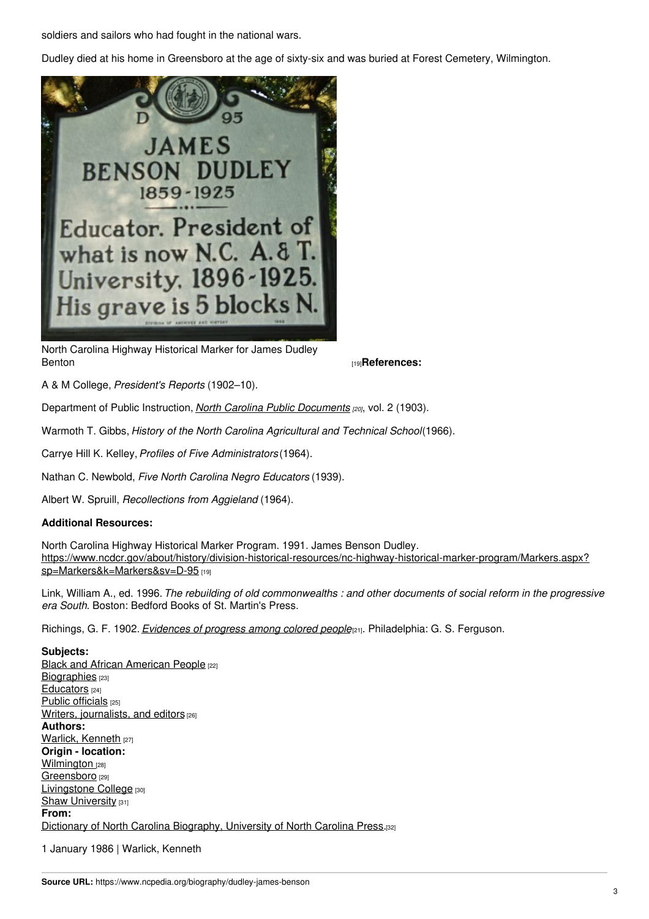soldiers and sailors who had fought in the national wars.

Dudley died at his home in Greensboro at the age of sixty-six and was buried at Forest Cemetery, Wilmington.

North Carolina Highway Historical Marker for James Dudley Benton [19]

**References:**

A & M College, *President's Reports* (1902–10).

Department of Public Instruction, *North Carolina Public Documents* [20], vol. 2 (1903).

Warmoth T. Gibbs, *History of the North Carolina Agricultural and Technical School* (1966).

Carrye Hill K. Kelley, *Profiles of Five Administrators* (1964).

Nathan C. Newbold, *Five North Carolina Negro Educators* (1939).

Albert W. Spruill, *Recollections from Aggieland* (1964).

**Additional Resources:**

North Carolina Highway Historical Marker Program. 1991. James Benson Dudley. https://www.ncdcr.gov/about/history/division-historical-resources/nc-highway-historical-marker-program/Markers.aspx?sp=Markers&k=Markers&sv=D-95 [19]

Link, William A., ed. 1996. *The rebuilding of old commonwealths : and other documents of social reform in the progressive era South*. Boston: Bedford Books of St. Martin's Press.

Richings, G. F. 1902. *Evidences of progress among colored people* [21]. Philadelphia: G. S. Ferguson.

**Subjects:**
Black and African American People [22]
Biographies [23]
Educators [24]
Public officials [25]
Writers, journalists, and editors [26]
**Authors:**
Warlick, Kenneth [27]
**Origin - location:**
Wilmington [28]
Greensboro [29]
Livingstone College [30]
Shaw University [31]
**From:**
Dictionary of North Carolina Biography, University of North Carolina Press. [32]

1 January 1986 | Warlick, Kenneth

**Source URL:** https://www.ncpedia.org/biography/dudley-james-benson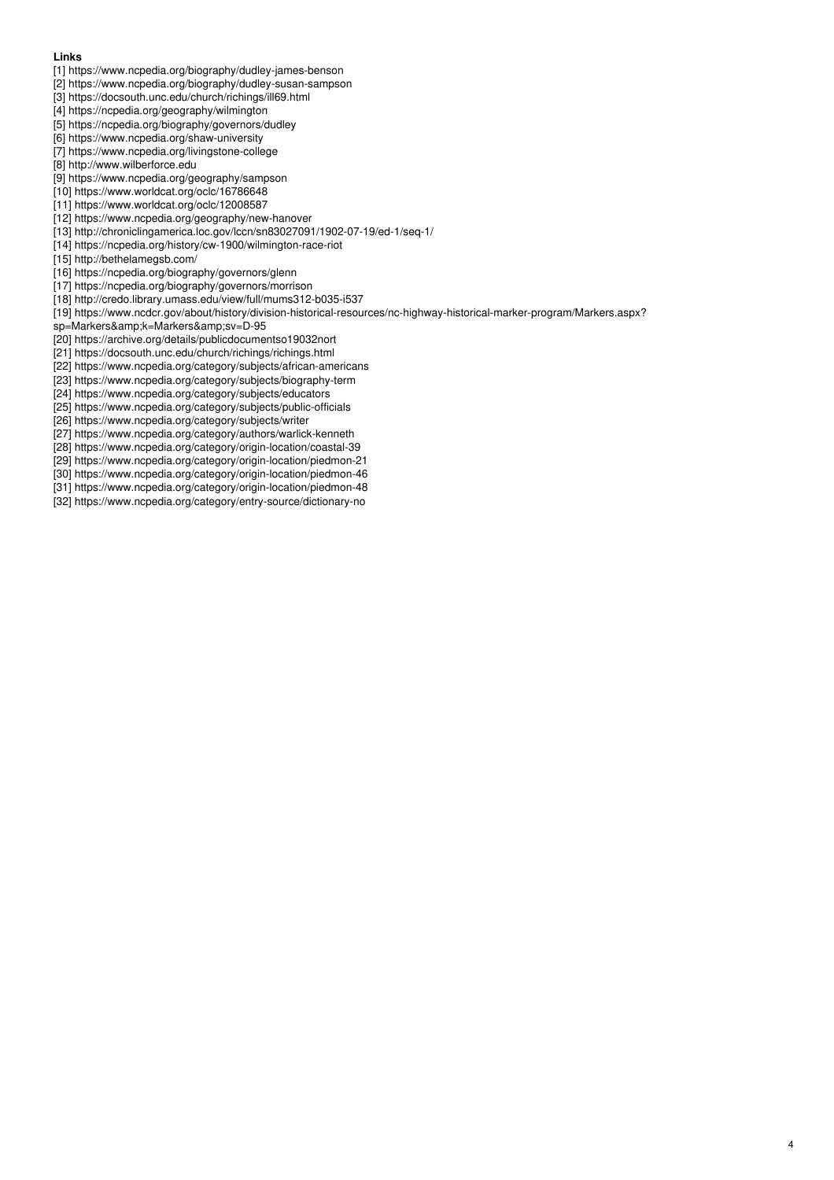**Links**

[1] https://www.ncpedia.org/biography/dudley-james-benson
[2] https://www.ncpedia.org/biography/dudley-susan-sampson
[3] https://docsouth.unc.edu/church/richings/ill69.html
[4] https://ncpedia.org/geography/wilmington
[5] https://ncpedia.org/biography/governors/dudley
[6] https://www.ncpedia.org/shaw-university
[7] https://www.ncpedia.org/livingstone-college
[8] http://www.wilberforce.edu
[9] https://www.ncpedia.org/geography/sampson
[10] https://www.worldcat.org/oclc/16786648
[11] https://www.worldcat.org/oclc/12008587
[12] https://www.ncpedia.org/geography/new-hanover
[13] http://chroniclingamerica.loc.gov/lccn/sn83027091/1902-07-19/ed-1/seq-1/
[14] https://ncpedia.org/history/cw-1900/wilmington-race-riot
[15] http://bethelamegsb.com/
[16] https://ncpedia.org/biography/governors/glenn
[17] https://ncpedia.org/biography/governors/morrison
[18] http://credo.library.umass.edu/view/full/mums312-b035-i537
[19] https://www.ncdcr.gov/about/history/division-historical-resources/nc-highway-historical-marker-program/Markers.aspx?sp=Markers&amp;k=Markers&amp;sv=D-95
[20] https://archive.org/details/publicdocumentso19032nort
[21] https://docsouth.unc.edu/church/richings/richings.html
[22] https://www.ncpedia.org/category/subjects/african-americans
[23] https://www.ncpedia.org/category/subjects/biography-term
[24] https://www.ncpedia.org/category/subjects/educators
[25] https://www.ncpedia.org/category/subjects/public-officials
[26] https://www.ncpedia.org/category/subjects/writer
[27] https://www.ncpedia.org/category/authors/warlick-kenneth
[28] https://www.ncpedia.org/category/origin-location/coastal-39
[29] https://www.ncpedia.org/category/origin-location/piedmon-21
[30] https://www.ncpedia.org/category/origin-location/piedmon-46
[31] https://www.ncpedia.org/category/origin-location/piedmon-48
[32] https://www.ncpedia.org/category/entry-source/dictionary-no